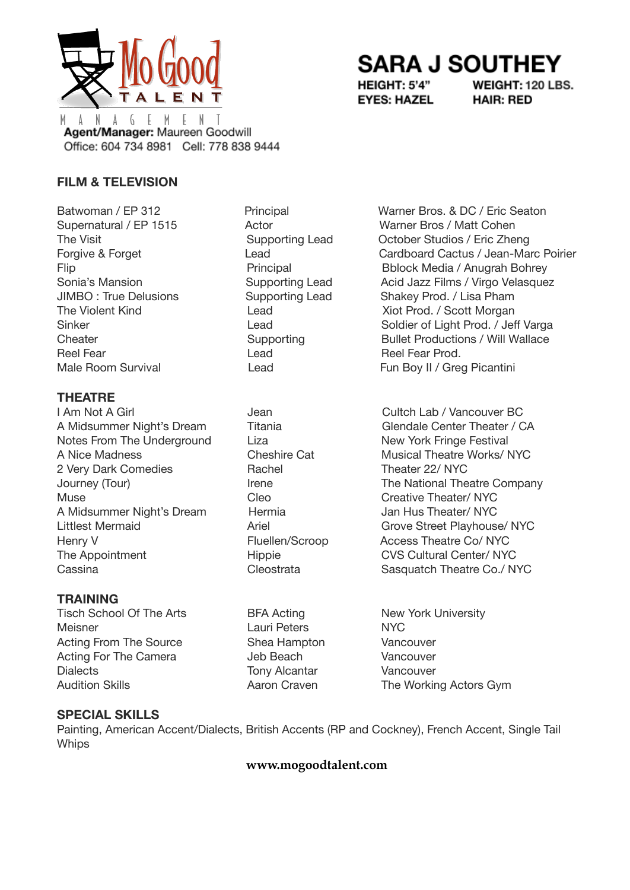Mo Good TALENT MANAGEMENT

**Agent/Manager:** Maureen Goodwill
Office: 604 734 8981 Cell: 778 838 9444

# SARA J SOUTHEY

**HEIGHT:** 5'4" **WEIGHT:** 120 LBS.
**EYES:** HAZEL **HAIR:** RED

## FILM & TELEVISION

| | | |
|---|---|---|
| Batwoman / EP 312 | Principal | Warner Bros. & DC / Eric Seaton |
| Supernatural / EP 1515 | Actor | Warner Bros / Matt Cohen |
| The Visit | Supporting Lead | October Studios / Eric Zheng |
| Forgive & Forget | Lead | Cardboard Cactus / Jean-Marc Poirier |
| Flip | Principal | Bblock Media / Anugrah Bohrey |
| Sonia's Mansion | Supporting Lead | Acid Jazz Films / Virgo Velasquez |
| JIMBO : True Delusions | Supporting Lead | Shakey Prod. / Lisa Pham |
| The Violent Kind | Lead | Xiot Prod. / Scott Morgan |
| Sinker | Lead | Soldier of Light Prod. / Jeff Varga |
| Cheater | Supporting | Bullet Productions / Will Wallace |
| Reel Fear | Lead | Reel Fear Prod. |
| Male Room Survival | Lead | Fun Boy II / Greg Picantini |

## THEATRE

| | | |
|---|---|---|
| I Am Not A Girl | Jean | Cultch Lab / Vancouver BC |
| A Midsummer Night's Dream | Titania | Glendale Center Theater / CA |
| Notes From The Underground | Liza | New York Fringe Festival |
| A Nice Madness | Cheshire Cat | Musical Theatre Works/ NYC |
| 2 Very Dark Comedies | Rachel | Theater 22/ NYC |
| Journey (Tour) | Irene | The National Theatre Company |
| Muse | Cleo | Creative Theater/ NYC |
| A Midsummer Night's Dream | Hermia | Jan Hus Theater/ NYC |
| Littlest Mermaid | Ariel | Grove Street Playhouse/ NYC |
| Henry V | Fluellen/Scroop | Access Theatre Co/ NYC |
| The Appointment | Hippie | CVS Cultural Center/ NYC |
| Cassina | Cleostrata | Sasquatch Theatre Co./ NYC |

## TRAINING

| | | |
|---|---|---|
| Tisch School Of The Arts | BFA Acting | New York University |
| Meisner | Lauri Peters | NYC |
| Acting From The Source | Shea Hampton | Vancouver |
| Acting For The Camera | Jeb Beach | Vancouver |
| Dialects | Tony Alcantar | Vancouver |
| Audition Skills | Aaron Craven | The Working Actors Gym |

## SPECIAL SKILLS

Painting, American Accent/Dialects, British Accents (RP and Cockney), French Accent, Single Tail Whips

**www.mogoodtalent.com**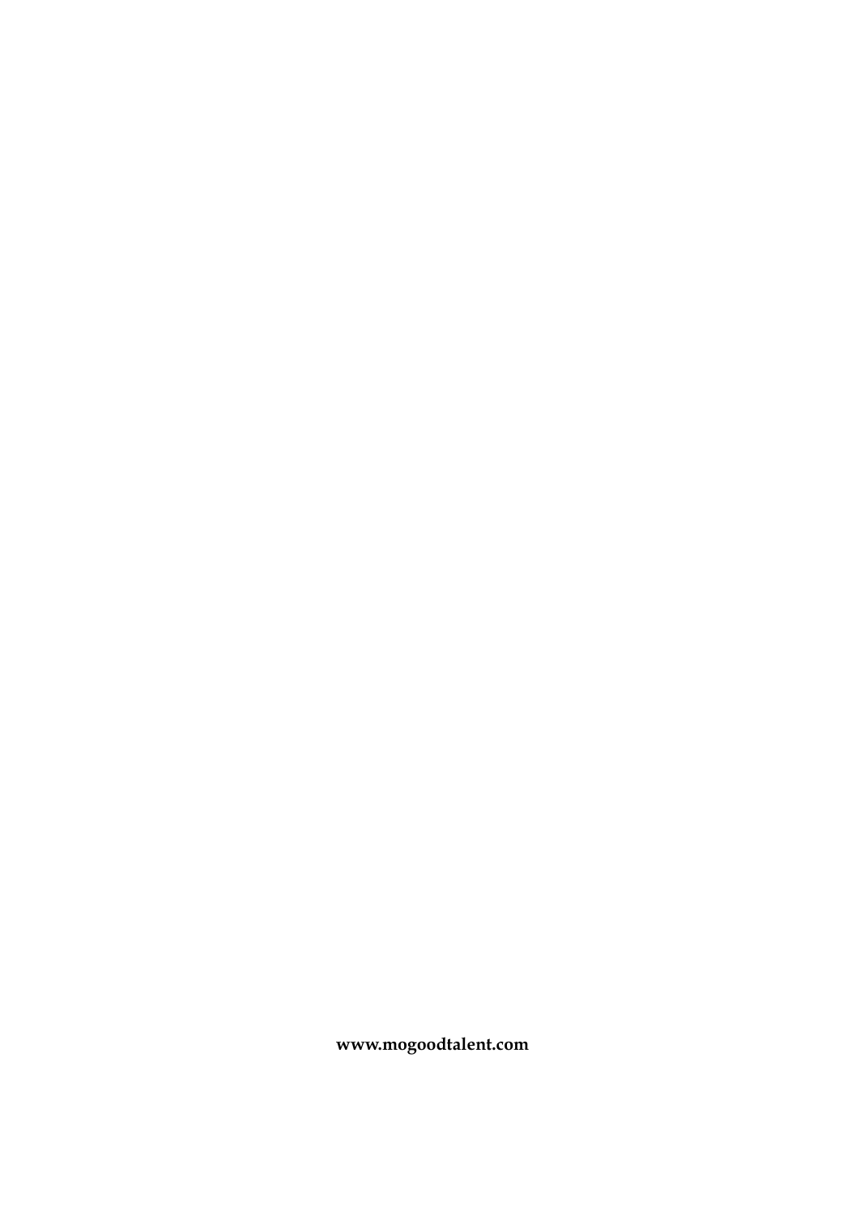**www.mogoodtalent.com**